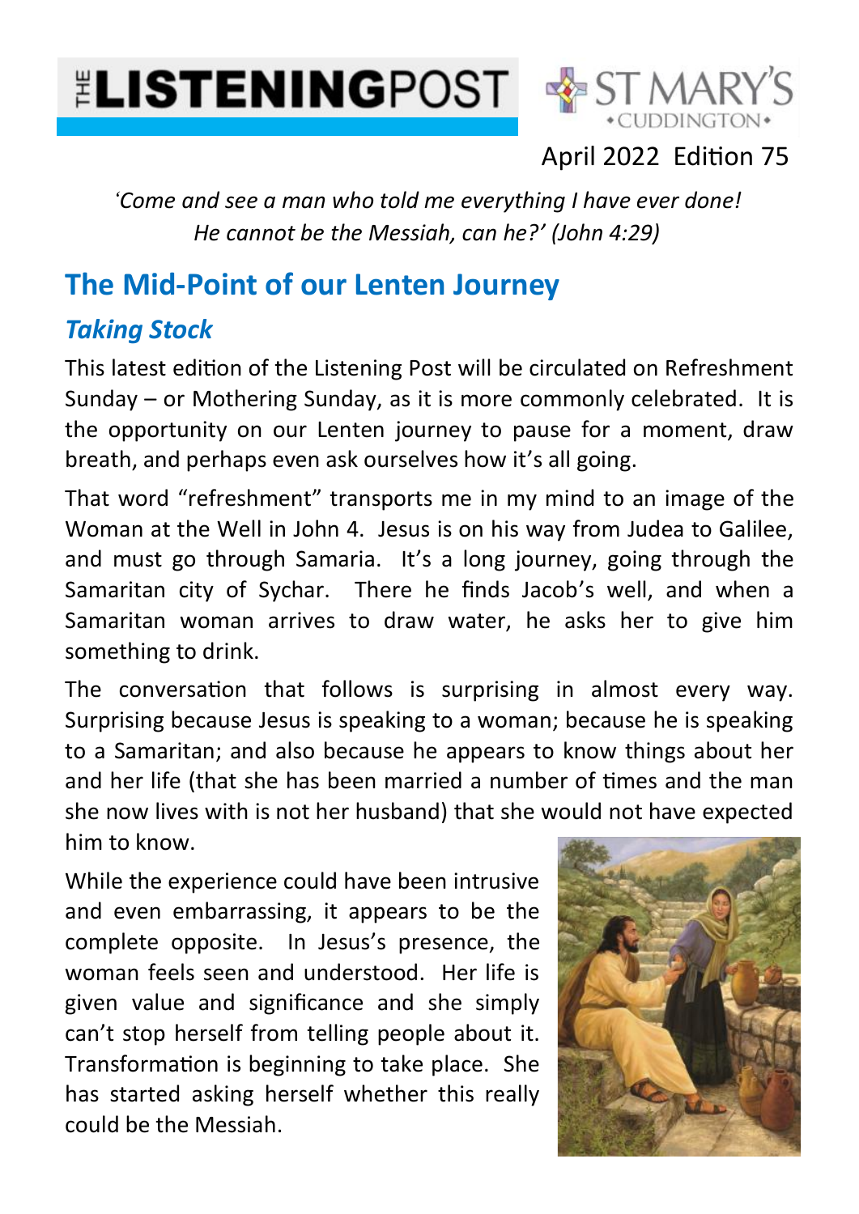# THE LISTENINGPOST

ST MARY'S
• CUDDINGTON •

April 2022 Edition 75

*'Come and see a man who told me everything I have ever done! He cannot be the Messiah, can he?' (John 4:29)*

## The Mid-Point of our Lenten Journey

### *Taking Stock*

This latest edition of the Listening Post will be circulated on Refreshment Sunday – or Mothering Sunday, as it is more commonly celebrated. It is the opportunity on our Lenten journey to pause for a moment, draw breath, and perhaps even ask ourselves how it's all going.

That word "refreshment" transports me in my mind to an image of the Woman at the Well in John 4. Jesus is on his way from Judea to Galilee, and must go through Samaria. It's a long journey, going through the Samaritan city of Sychar. There he finds Jacob's well, and when a Samaritan woman arrives to draw water, he asks her to give him something to drink.

The conversation that follows is surprising in almost every way. Surprising because Jesus is speaking to a woman; because he is speaking to a Samaritan; and also because he appears to know things about her and her life (that she has been married a number of times and the man she now lives with is not her husband) that she would not have expected him to know.

While the experience could have been intrusive and even embarrassing, it appears to be the complete opposite. In Jesus's presence, the woman feels seen and understood. Her life is given value and significance and she simply can't stop herself from telling people about it. Transformation is beginning to take place. She has started asking herself whether this really could be the Messiah.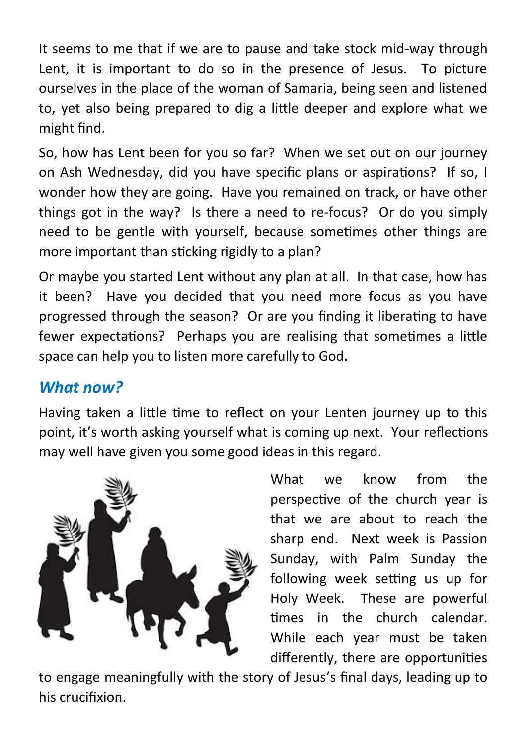It seems to me that if we are to pause and take stock mid-way through Lent, it is important to do so in the presence of Jesus. To picture ourselves in the place of the woman of Samaria, being seen and listened to, yet also being prepared to dig a little deeper and explore what we might find.

So, how has Lent been for you so far? When we set out on our journey on Ash Wednesday, did you have specific plans or aspirations? If so, I wonder how they are going. Have you remained on track, or have other things got in the way? Is there a need to re-focus? Or do you simply need to be gentle with yourself, because sometimes other things are more important than sticking rigidly to a plan?

Or maybe you started Lent without any plan at all. In that case, how has it been? Have you decided that you need more focus as you have progressed through the season? Or are you finding it liberating to have fewer expectations? Perhaps you are realising that sometimes a little space can help you to listen more carefully to God.

## *What now?*

Having taken a little time to reflect on your Lenten journey up to this point, it's worth asking yourself what is coming up next. Your reflections may well have given you some good ideas in this regard.

What we know from the perspective of the church year is that we are about to reach the sharp end. Next week is Passion Sunday, with Palm Sunday the following week setting us up for Holy Week. These are powerful times in the church calendar. While each year must be taken differently, there are opportunities to engage meaningfully with the story of Jesus's final days, leading up to his crucifixion.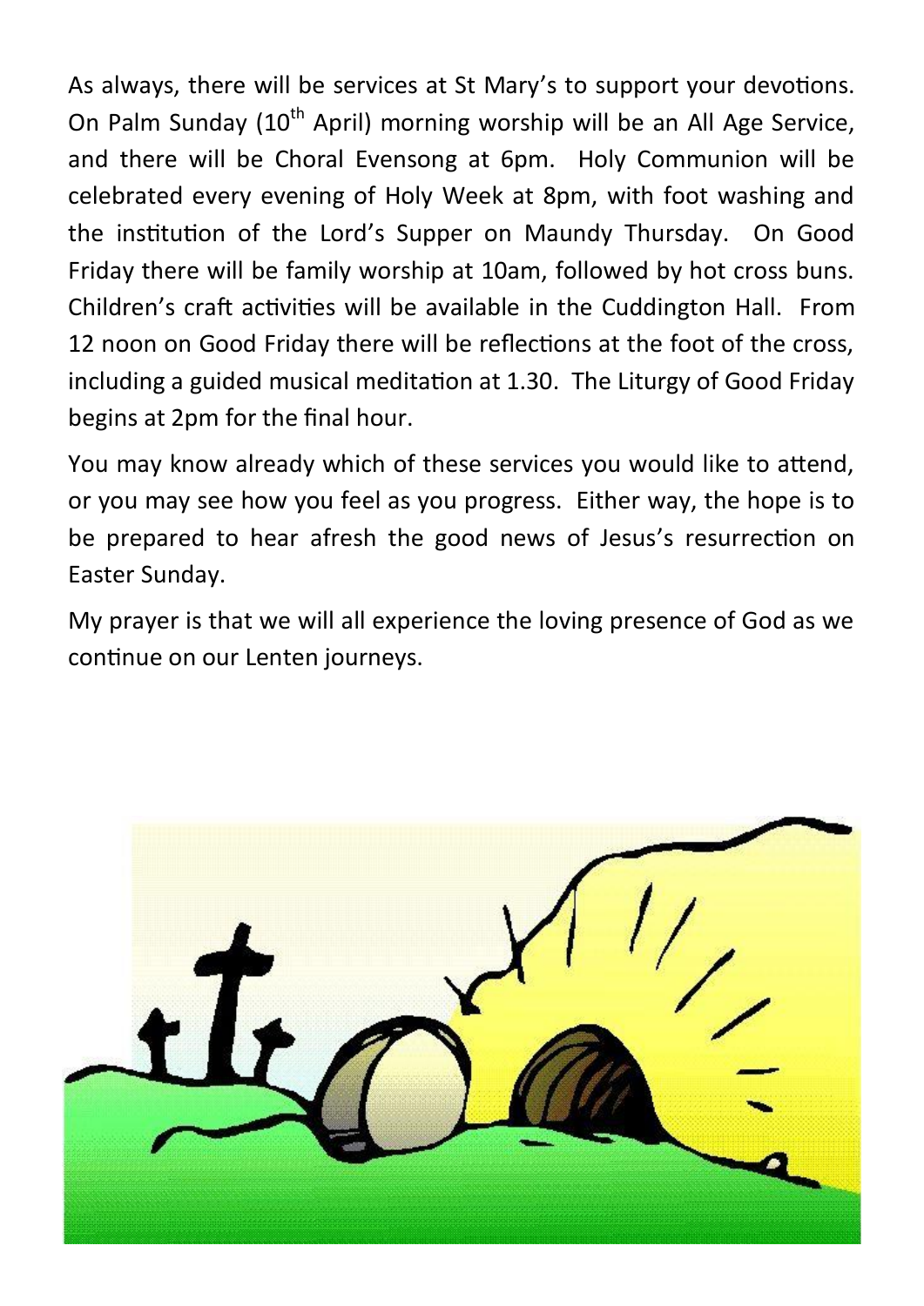As always, there will be services at St Mary's to support your devotions. On Palm Sunday (10th April) morning worship will be an All Age Service, and there will be Choral Evensong at 6pm. Holy Communion will be celebrated every evening of Holy Week at 8pm, with foot washing and the institution of the Lord's Supper on Maundy Thursday. On Good Friday there will be family worship at 10am, followed by hot cross buns. Children's craft activities will be available in the Cuddington Hall. From 12 noon on Good Friday there will be reflections at the foot of the cross, including a guided musical meditation at 1.30. The Liturgy of Good Friday begins at 2pm for the final hour.

You may know already which of these services you would like to attend, or you may see how you feel as you progress. Either way, the hope is to be prepared to hear afresh the good news of Jesus's resurrection on Easter Sunday.

My prayer is that we will all experience the loving presence of God as we continue on our Lenten journeys.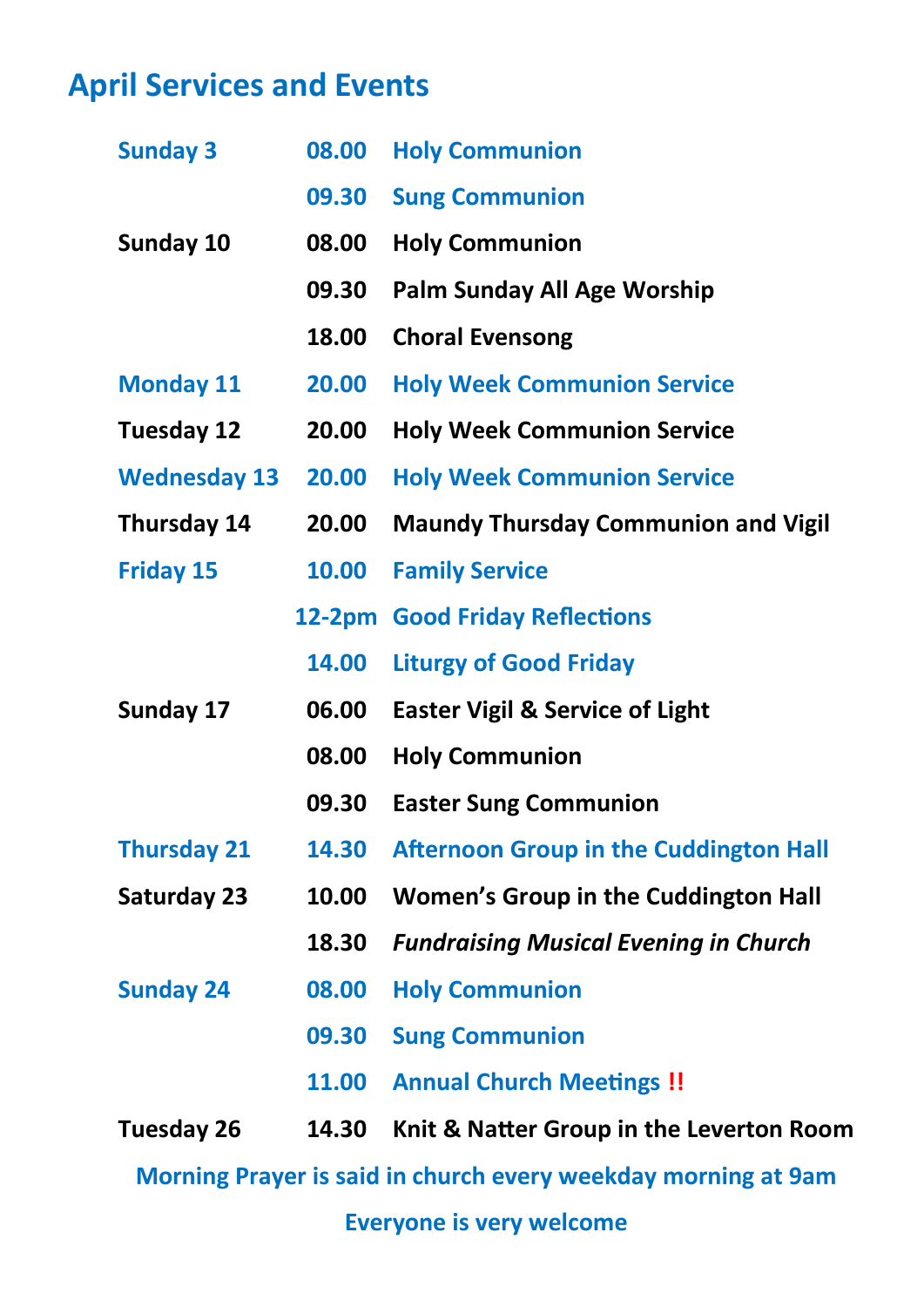# April Services and Events

| | | |
|---|---|---|
| **Sunday 3** | **08.00** | **Holy Communion** |
| | **09.30** | **Sung Communion** |
| **Sunday 10** | **08.00** | **Holy Communion** |
| | **09.30** | **Palm Sunday All Age Worship** |
| | **18.00** | **Choral Evensong** |
| **Monday 11** | **20.00** | **Holy Week Communion Service** |
| **Tuesday 12** | **20.00** | **Holy Week Communion Service** |
| **Wednesday 13** | **20.00** | **Holy Week Communion Service** |
| **Thursday 14** | **20.00** | **Maundy Thursday Communion and Vigil** |
| **Friday 15** | **10.00** | **Family Service** |
| | **12-2pm** | **Good Friday Reflections** |
| | **14.00** | **Liturgy of Good Friday** |
| **Sunday 17** | **06.00** | **Easter Vigil & Service of Light** |
| | **08.00** | **Holy Communion** |
| | **09.30** | **Easter Sung Communion** |
| **Thursday 21** | **14.30** | **Afternoon Group in the Cuddington Hall** |
| **Saturday 23** | **10.00** | **Women's Group in the Cuddington Hall** |
| | **18.30** | ***Fundraising Musical Evening in Church*** |
| **Sunday 24** | **08.00** | **Holy Communion** |
| | **09.30** | **Sung Communion** |
| | **11.00** | **Annual Church Meetings !!** |
| **Tuesday 26** | **14.30** | **Knit & Natter Group in the Leverton Room** |

**Morning Prayer is said in church every weekday morning at 9am**

**Everyone is very welcome**